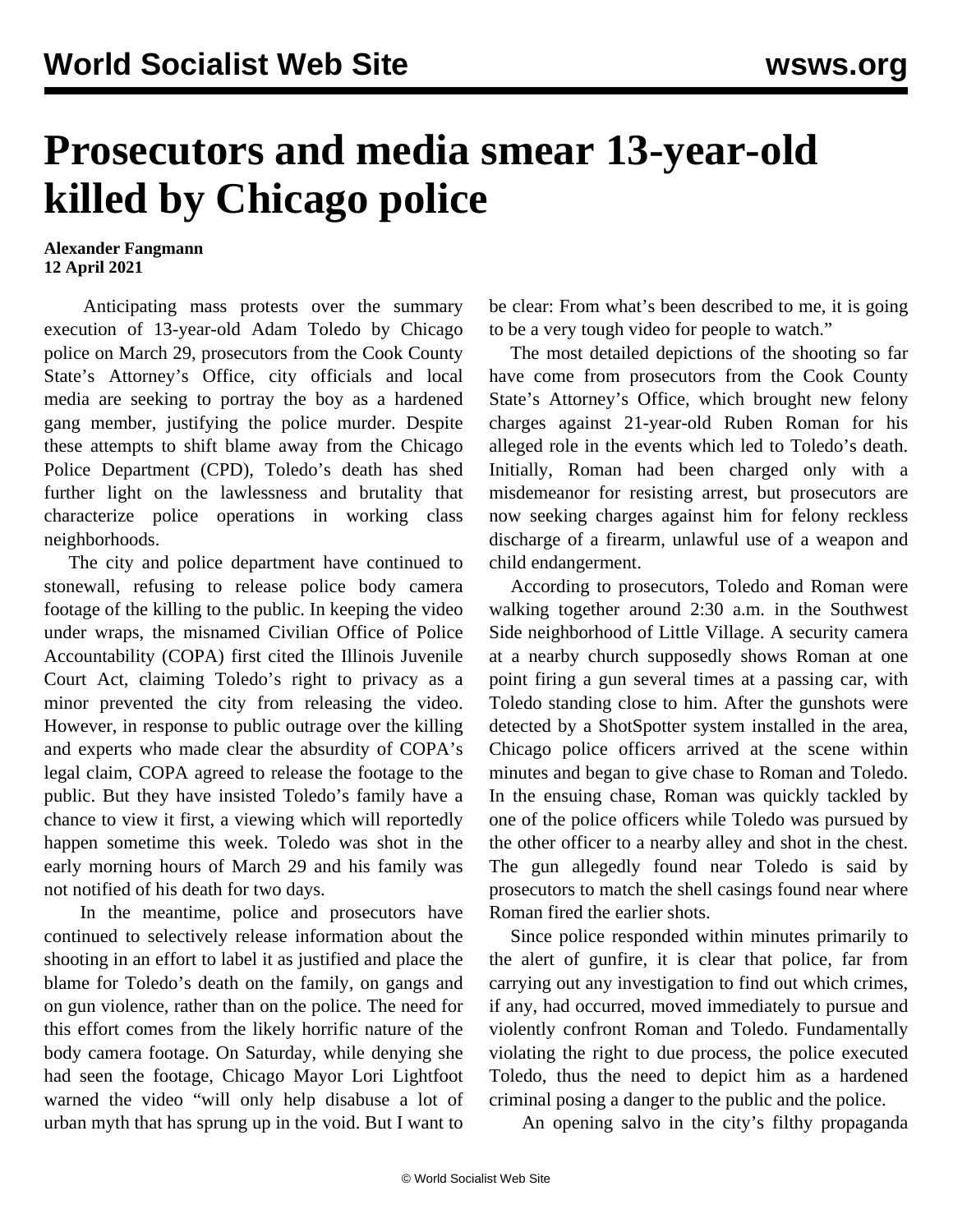# Prosecutors and media smear 13-year-old killed by Chicago police

**Alexander Fangmann**
**12 April 2021**

Anticipating mass protests over the summary execution of 13-year-old Adam Toledo by Chicago police on March 29, prosecutors from the Cook County State's Attorney's Office, city officials and local media are seeking to portray the boy as a hardened gang member, justifying the police murder. Despite these attempts to shift blame away from the Chicago Police Department (CPD), Toledo's death has shed further light on the lawlessness and brutality that characterize police operations in working class neighborhoods.

The city and police department have continued to stonewall, refusing to release police body camera footage of the killing to the public. In keeping the video under wraps, the misnamed Civilian Office of Police Accountability (COPA) first cited the Illinois Juvenile Court Act, claiming Toledo's right to privacy as a minor prevented the city from releasing the video. However, in response to public outrage over the killing and experts who made clear the absurdity of COPA's legal claim, COPA agreed to release the footage to the public. But they have insisted Toledo's family have a chance to view it first, a viewing which will reportedly happen sometime this week. Toledo was shot in the early morning hours of March 29 and his family was not notified of his death for two days.

In the meantime, police and prosecutors have continued to selectively release information about the shooting in an effort to label it as justified and place the blame for Toledo's death on the family, on gangs and on gun violence, rather than on the police. The need for this effort comes from the likely horrific nature of the body camera footage. On Saturday, while denying she had seen the footage, Chicago Mayor Lori Lightfoot warned the video "will only help disabuse a lot of urban myth that has sprung up in the void. But I want to be clear: From what's been described to me, it is going to be a very tough video for people to watch."

The most detailed depictions of the shooting so far have come from prosecutors from the Cook County State's Attorney's Office, which brought new felony charges against 21-year-old Ruben Roman for his alleged role in the events which led to Toledo's death. Initially, Roman had been charged only with a misdemeanor for resisting arrest, but prosecutors are now seeking charges against him for felony reckless discharge of a firearm, unlawful use of a weapon and child endangerment.

According to prosecutors, Toledo and Roman were walking together around 2:30 a.m. in the Southwest Side neighborhood of Little Village. A security camera at a nearby church supposedly shows Roman at one point firing a gun several times at a passing car, with Toledo standing close to him. After the gunshots were detected by a ShotSpotter system installed in the area, Chicago police officers arrived at the scene within minutes and began to give chase to Roman and Toledo. In the ensuing chase, Roman was quickly tackled by one of the police officers while Toledo was pursued by the other officer to a nearby alley and shot in the chest. The gun allegedly found near Toledo is said by prosecutors to match the shell casings found near where Roman fired the earlier shots.

Since police responded within minutes primarily to the alert of gunfire, it is clear that police, far from carrying out any investigation to find out which crimes, if any, had occurred, moved immediately to pursue and violently confront Roman and Toledo. Fundamentally violating the right to due process, the police executed Toledo, thus the need to depict him as a hardened criminal posing a danger to the public and the police.

An opening salvo in the city's filthy propaganda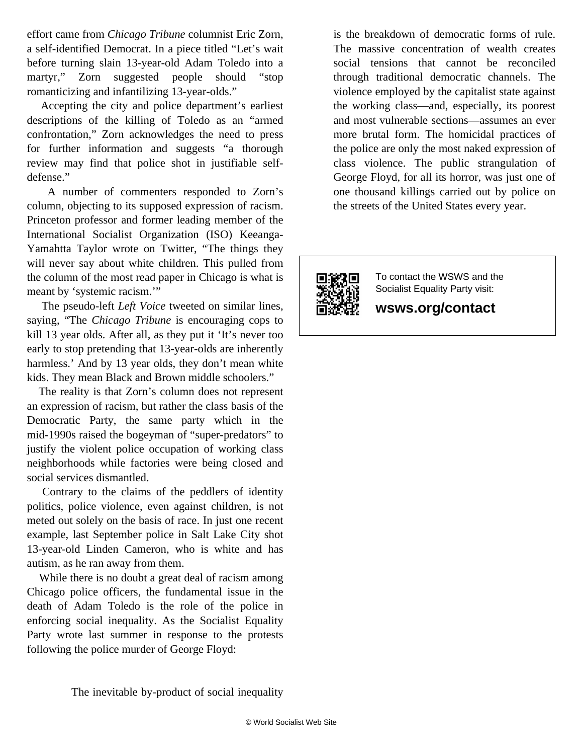effort came from *Chicago Tribune* columnist Eric Zorn, a self-identified Democrat. In a piece titled "Let's wait before turning slain 13-year-old Adam Toledo into a martyr," Zorn suggested people should "stop romanticizing and infantilizing 13-year-olds."

Accepting the city and police department's earliest descriptions of the killing of Toledo as an "armed confrontation," Zorn acknowledges the need to press for further information and suggests "a thorough review may find that police shot in justifiable self-defense."

A number of commenters responded to Zorn's column, objecting to its supposed expression of racism. Princeton professor and former leading member of the International Socialist Organization (ISO) Keeanga-Yamahtta Taylor wrote on Twitter, "The things they will never say about white children. This pulled from the column of the most read paper in Chicago is what is meant by 'systemic racism.'"

The pseudo-left *Left Voice* tweeted on similar lines, saying, "The *Chicago Tribune* is encouraging cops to kill 13 year olds. After all, as they put it 'It's never too early to stop pretending that 13-year-olds are inherently harmless.' And by 13 year olds, they don't mean white kids. They mean Black and Brown middle schoolers."

The reality is that Zorn's column does not represent an expression of racism, but rather the class basis of the Democratic Party, the same party which in the mid-1990s raised the bogeyman of "super-predators" to justify the violent police occupation of working class neighborhoods while factories were being closed and social services dismantled.

Contrary to the claims of the peddlers of identity politics, police violence, even against children, is not meted out solely on the basis of race. In just one recent example, last September police in Salt Lake City shot 13-year-old Linden Cameron, who is white and has autism, as he ran away from them.

While there is no doubt a great deal of racism among Chicago police officers, the fundamental issue in the death of Adam Toledo is the role of the police in enforcing social inequality. As the Socialist Equality Party wrote last summer in response to the protests following the police murder of George Floyd:

> The inevitable by-product of social inequality is the breakdown of democratic forms of rule. The massive concentration of wealth creates social tensions that cannot be reconciled through traditional democratic channels. The violence employed by the capitalist state against the working class—and, especially, its poorest and most vulnerable sections—assumes an ever more brutal form. The homicidal practices of the police are only the most naked expression of class violence. The public strangulation of George Floyd, for all its horror, was just one of one thousand killings carried out by police on the streets of the United States every year.

To contact the WSWS and the Socialist Equality Party visit:

**wsws.org/contact**